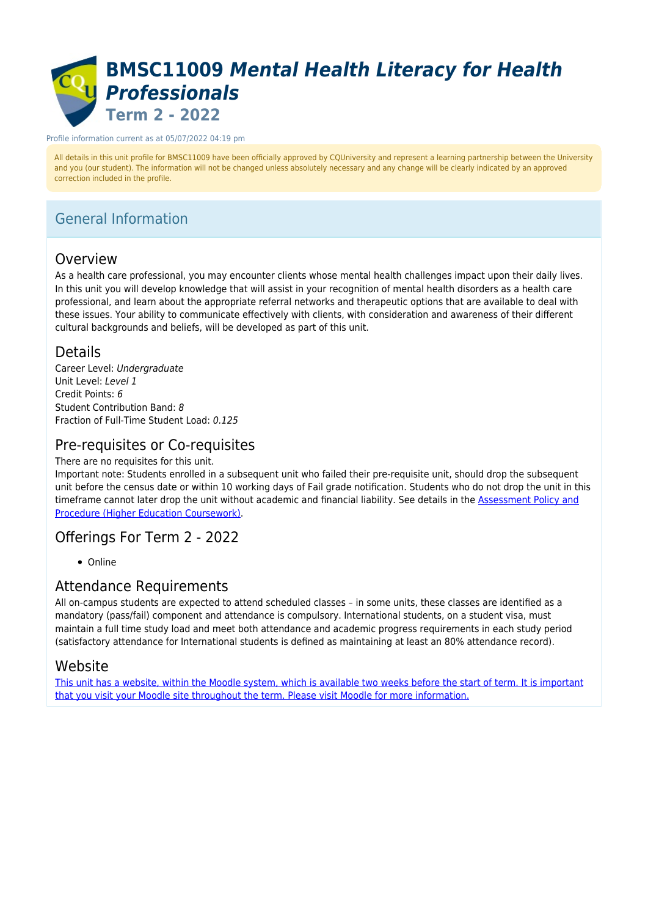# BMSC11009 *Mental Health Literacy for Health Professionals*

## Term 2 - 2022

Profile information current as at 05/07/2022 04:19 pm

All details in this unit profile for BMSC11009 have been officially approved by CQUniversity and represent a learning partnership between the University and you (our student). The information will not be changed unless absolutely necessary and any change will be clearly indicated by an approved correction included in the profile.

## General Information

### Overview

As a health care professional, you may encounter clients whose mental health challenges impact upon their daily lives. In this unit you will develop knowledge that will assist in your recognition of mental health disorders as a health care professional, and learn about the appropriate referral networks and therapeutic options that are available to deal with these issues. Your ability to communicate effectively with clients, with consideration and awareness of their different cultural backgrounds and beliefs, will be developed as part of this unit.

### Details

Career Level: *Undergraduate*
Unit Level: *Level 1*
Credit Points: *6*
Student Contribution Band: *8*
Fraction of Full-Time Student Load: *0.125*

### Pre-requisites or Co-requisites

There are no requisites for this unit.
Important note: Students enrolled in a subsequent unit who failed their pre-requisite unit, should drop the subsequent unit before the census date or within 10 working days of Fail grade notification. Students who do not drop the unit in this timeframe cannot later drop the unit without academic and financial liability. See details in the Assessment Policy and Procedure (Higher Education Coursework).

### Offerings For Term 2 - 2022

- Online

### Attendance Requirements

All on-campus students are expected to attend scheduled classes – in some units, these classes are identified as a mandatory (pass/fail) component and attendance is compulsory. International students, on a student visa, must maintain a full time study load and meet both attendance and academic progress requirements in each study period (satisfactory attendance for International students is defined as maintaining at least an 80% attendance record).

### Website

This unit has a website, within the Moodle system, which is available two weeks before the start of term. It is important that you visit your Moodle site throughout the term. Please visit Moodle for more information.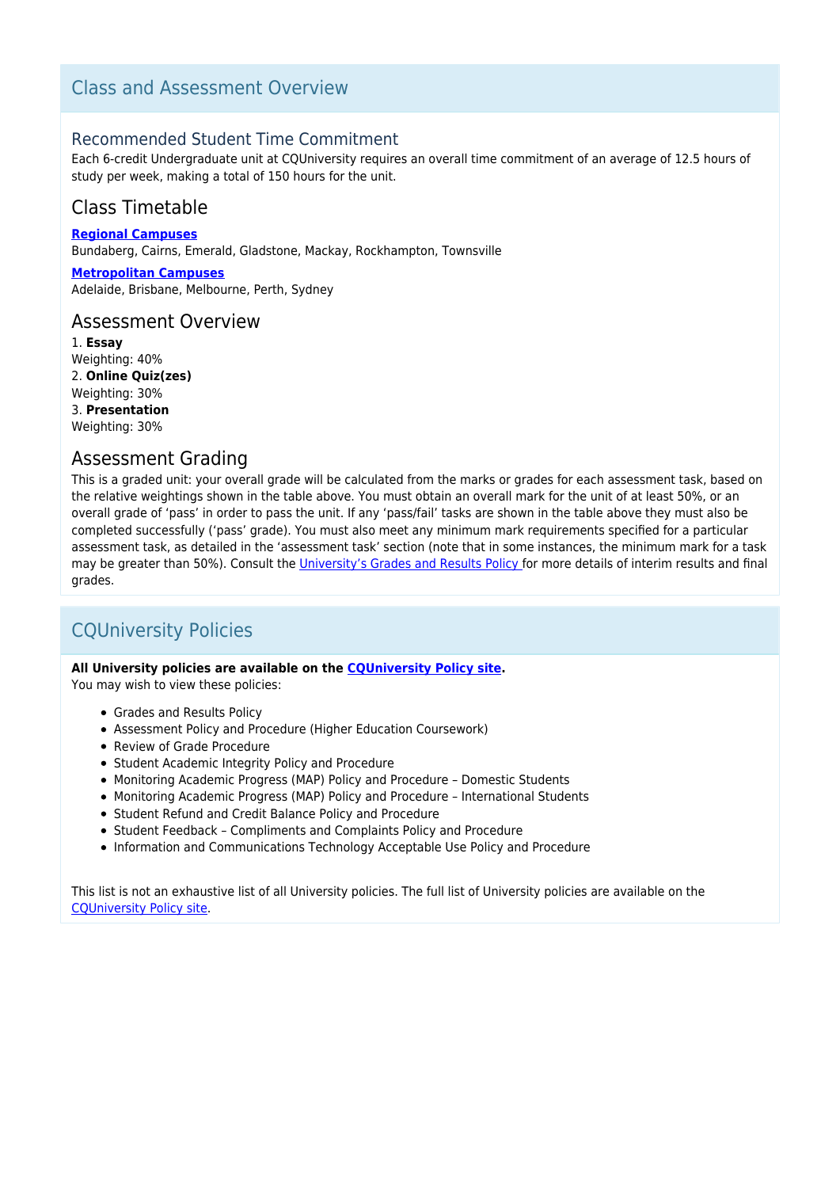## Class and Assessment Overview

### Recommended Student Time Commitment

Each 6-credit Undergraduate unit at CQUniversity requires an overall time commitment of an average of 12.5 hours of study per week, making a total of 150 hours for the unit.

### Class Timetable

**Regional Campuses**
Bundaberg, Cairns, Emerald, Gladstone, Mackay, Rockhampton, Townsville

**Metropolitan Campuses**
Adelaide, Brisbane, Melbourne, Perth, Sydney

### Assessment Overview

1. **Essay**
Weighting: 40%
2. **Online Quiz(zes)**
Weighting: 30%
3. **Presentation**
Weighting: 30%

### Assessment Grading

This is a graded unit: your overall grade will be calculated from the marks or grades for each assessment task, based on the relative weightings shown in the table above. You must obtain an overall mark for the unit of at least 50%, or an overall grade of 'pass' in order to pass the unit. If any 'pass/fail' tasks are shown in the table above they must also be completed successfully ('pass' grade). You must also meet any minimum mark requirements specified for a particular assessment task, as detailed in the 'assessment task' section (note that in some instances, the minimum mark for a task may be greater than 50%). Consult the University's Grades and Results Policy for more details of interim results and final grades.

## CQUniversity Policies

**All University policies are available on the CQUniversity Policy site.**
You may wish to view these policies:

- Grades and Results Policy
- Assessment Policy and Procedure (Higher Education Coursework)
- Review of Grade Procedure
- Student Academic Integrity Policy and Procedure
- Monitoring Academic Progress (MAP) Policy and Procedure – Domestic Students
- Monitoring Academic Progress (MAP) Policy and Procedure – International Students
- Student Refund and Credit Balance Policy and Procedure
- Student Feedback – Compliments and Complaints Policy and Procedure
- Information and Communications Technology Acceptable Use Policy and Procedure

This list is not an exhaustive list of all University policies. The full list of University policies are available on the CQUniversity Policy site.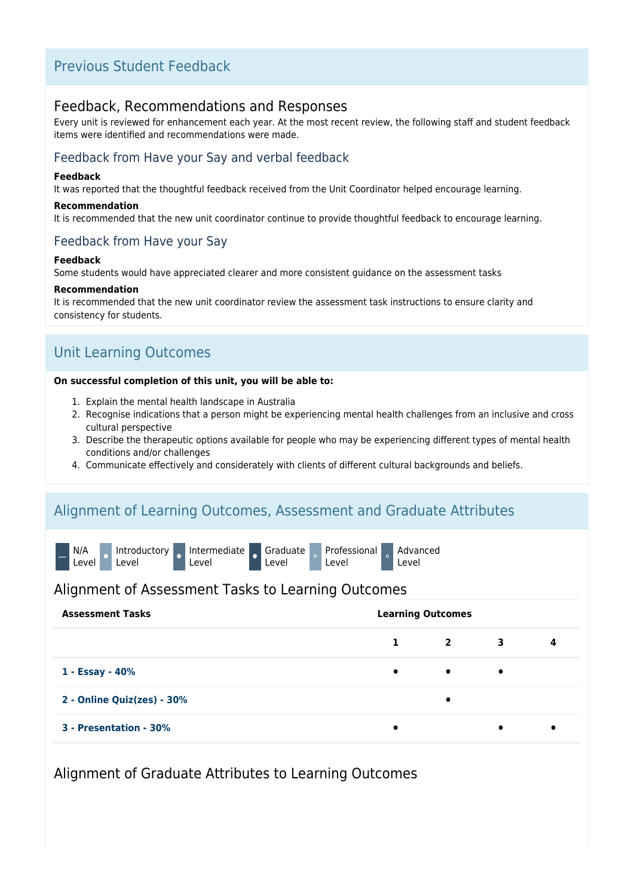## Previous Student Feedback

### Feedback, Recommendations and Responses

Every unit is reviewed for enhancement each year. At the most recent review, the following staff and student feedback items were identified and recommendations were made.

#### Feedback from Have your Say and verbal feedback

**Feedback**

It was reported that the thoughtful feedback received from the Unit Coordinator helped encourage learning.

**Recommendation**

It is recommended that the new unit coordinator continue to provide thoughtful feedback to encourage learning.

#### Feedback from Have your Say

**Feedback**

Some students would have appreciated clearer and more consistent guidance on the assessment tasks

**Recommendation**

It is recommended that the new unit coordinator review the assessment task instructions to ensure clarity and consistency for students.

## Unit Learning Outcomes

**On successful completion of this unit, you will be able to:**

1. Explain the mental health landscape in Australia
2. Recognise indications that a person might be experiencing mental health challenges from an inclusive and cross cultural perspective
3. Describe the therapeutic options available for people who may be experiencing different types of mental health conditions and/or challenges
4. Communicate effectively and considerately with clients of different cultural backgrounds and beliefs.

## Alignment of Learning Outcomes, Assessment and Graduate Attributes

— N/A Level · Introductory Level · Intermediate Level · Graduate Level · Professional Level · Advanced Level

### Alignment of Assessment Tasks to Learning Outcomes

| Assessment Tasks | Learning Outcomes | | | |
|---|---|---|---|---|
| | 1 | 2 | 3 | 4 |
| 1 - Essay - 40% | • | • | • | |
| 2 - Online Quiz(zes) - 30% | | • | | |
| 3 - Presentation - 30% | • | | • | • |

### Alignment of Graduate Attributes to Learning Outcomes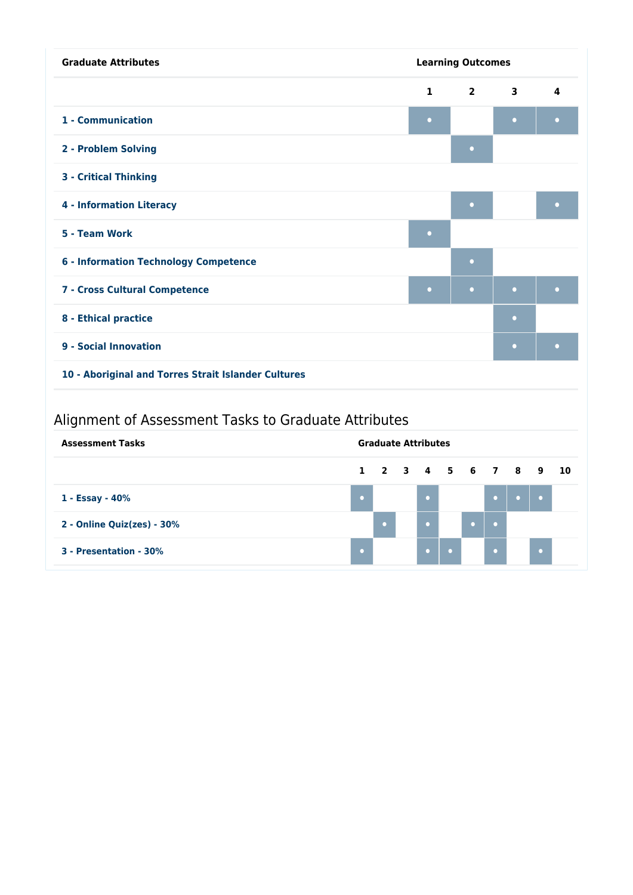| Graduate Attributes | Learning Outcomes | | | |
|---|---|---|---|---|
| | 1 | 2 | 3 | 4 |
| 1 - Communication | • | | • | • |
| 2 - Problem Solving | | • | | |
| 3 - Critical Thinking | | | | |
| 4 - Information Literacy | | • | | • |
| 5 - Team Work | • | | | |
| 6 - Information Technology Competence | | • | | |
| 7 - Cross Cultural Competence | • | • | • | • |
| 8 - Ethical practice | | | • | |
| 9 - Social Innovation | | | • | • |
| 10 - Aboriginal and Torres Strait Islander Cultures | | | | |

## Alignment of Assessment Tasks to Graduate Attributes

| Assessment Tasks | Graduate Attributes | | | | | | | | | |
|---|---|---|---|---|---|---|---|---|---|---|
| | 1 | 2 | 3 | 4 | 5 | 6 | 7 | 8 | 9 | 10 |
| 1 - Essay - 40% | • | | | • | | | • | • | • | |
| 2 - Online Quiz(zes) - 30% | | • | | • | | • | • | | | |
| 3 - Presentation - 30% | • | | | • | • | | • | | • | |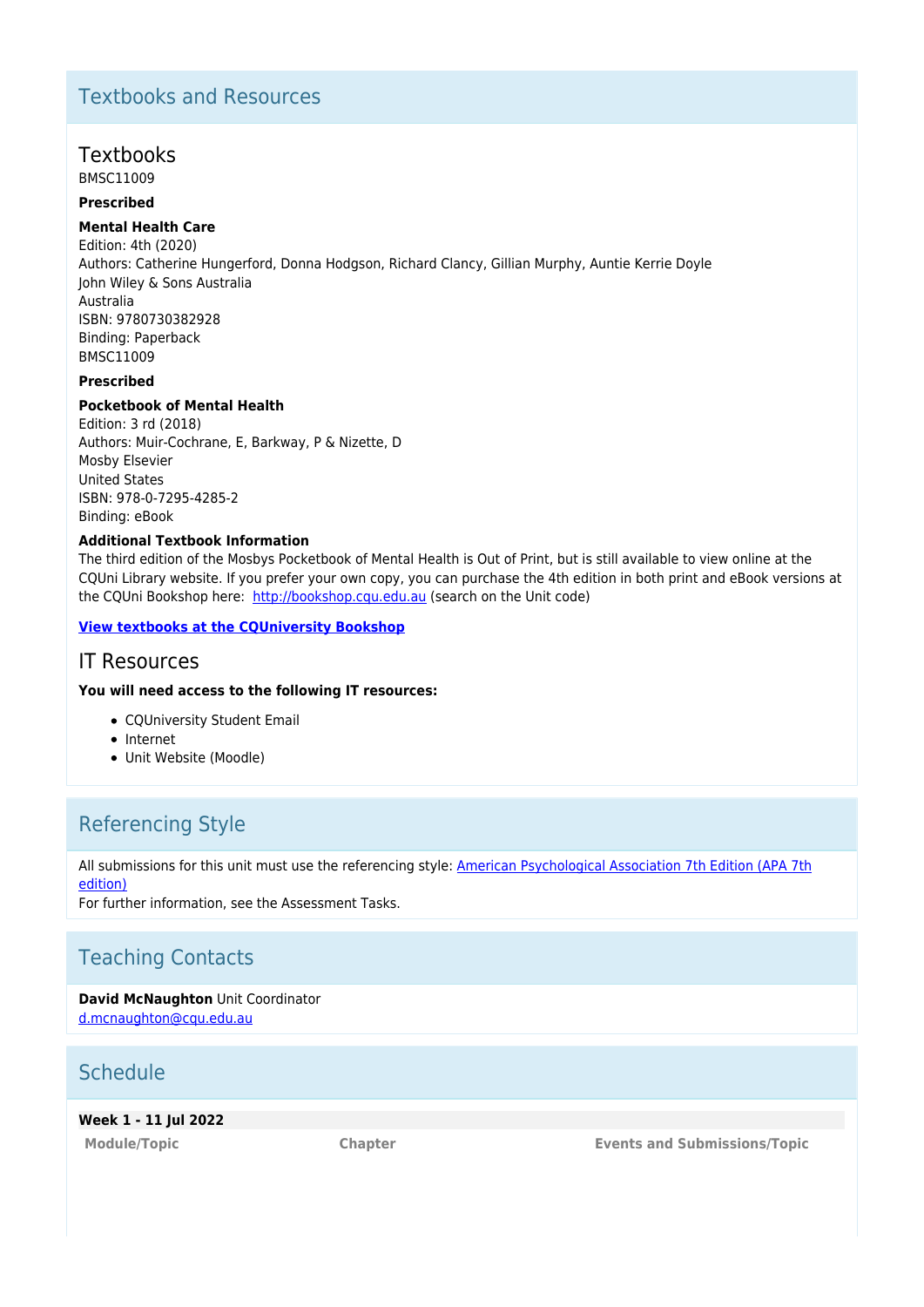## Textbooks and Resources

### Textbooks

BMSC11009

**Prescribed**

**Mental Health Care**

Edition: 4th (2020)
Authors: Catherine Hungerford, Donna Hodgson, Richard Clancy, Gillian Murphy, Auntie Kerrie Doyle
John Wiley & Sons Australia
Australia
ISBN: 9780730382928
Binding: Paperback

BMSC11009

**Prescribed**

**Pocketbook of Mental Health**

Edition: 3 rd (2018)
Authors: Muir-Cochrane, E, Barkway, P & Nizette, D
Mosby Elsevier
United States
ISBN: 978-0-7295-4285-2
Binding: eBook

**Additional Textbook Information**

The third edition of the Mosbys Pocketbook of Mental Health is Out of Print, but is still available to view online at the CQUni Library website. If you prefer your own copy, you can purchase the 4th edition in both print and eBook versions at the CQUni Bookshop here: [http://bookshop.cqu.edu.au](http://bookshop.cqu.edu.au) (search on the Unit code)

[**View textbooks at the CQUniversity Bookshop**](http://bookshop.cqu.edu.au)

### IT Resources

**You will need access to the following IT resources:**

- CQUniversity Student Email
- Internet
- Unit Website (Moodle)

## Referencing Style

All submissions for this unit must use the referencing style: [American Psychological Association 7th Edition (APA 7th edition)]()
For further information, see the Assessment Tasks.

## Teaching Contacts

**David McNaughton** Unit Coordinator
[d.mcnaughton@cqu.edu.au](mailto:d.mcnaughton@cqu.edu.au)

## Schedule

**Week 1 - 11 Jul 2022**

| Module/Topic | Chapter | Events and Submissions/Topic |
|---|---|---|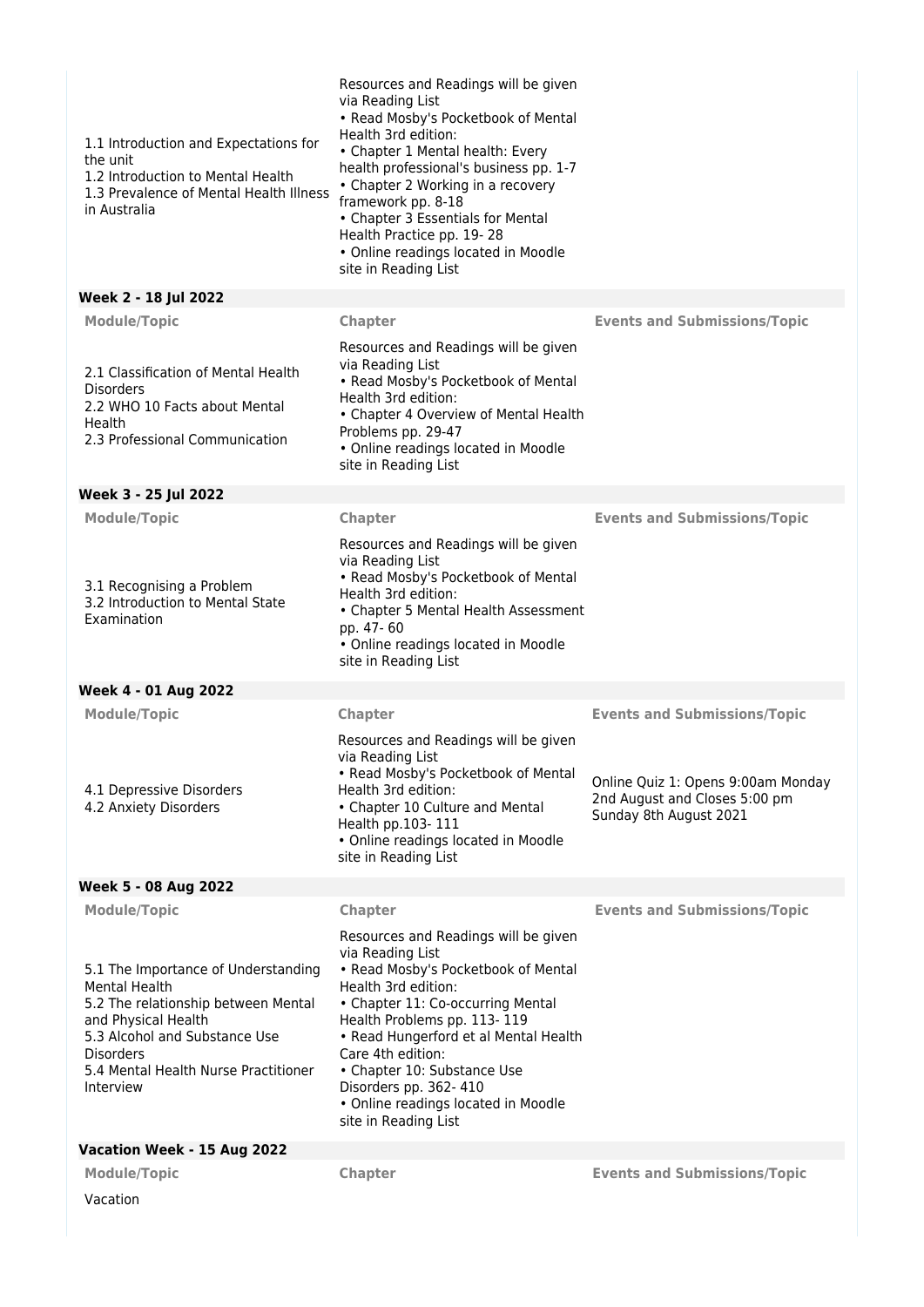| Module/Topic | Chapter | Events and Submissions/Topic |
|---|---|---|
| 1.1 Introduction and Expectations for the unit<br>1.2 Introduction to Mental Health<br>1.3 Prevalence of Mental Health Illness in Australia | Resources and Readings will be given via Reading List<br>• Read Mosby's Pocketbook of Mental Health 3rd edition:<br>• Chapter 1 Mental health: Every health professional's business pp. 1-7<br>• Chapter 2 Working in a recovery framework pp. 8-18<br>• Chapter 3 Essentials for Mental Health Practice pp. 19- 28<br>• Online readings located in Moodle site in Reading List | |

**Week 2 - 18 Jul 2022**

| Module/Topic | Chapter | Events and Submissions/Topic |
|---|---|---|
| 2.1 Classification of Mental Health Disorders<br>2.2 WHO 10 Facts about Mental Health<br>2.3 Professional Communication | Resources and Readings will be given via Reading List<br>• Read Mosby's Pocketbook of Mental Health 3rd edition:<br>• Chapter 4 Overview of Mental Health Problems pp. 29-47<br>• Online readings located in Moodle site in Reading List | |

**Week 3 - 25 Jul 2022**

| Module/Topic | Chapter | Events and Submissions/Topic |
|---|---|---|
| 3.1 Recognising a Problem<br>3.2 Introduction to Mental State Examination | Resources and Readings will be given via Reading List<br>• Read Mosby's Pocketbook of Mental Health 3rd edition:<br>• Chapter 5 Mental Health Assessment pp. 47- 60<br>• Online readings located in Moodle site in Reading List | |

**Week 4 - 01 Aug 2022**

| Module/Topic | Chapter | Events and Submissions/Topic |
|---|---|---|
| 4.1 Depressive Disorders<br>4.2 Anxiety Disorders | Resources and Readings will be given via Reading List<br>• Read Mosby's Pocketbook of Mental Health 3rd edition:<br>• Chapter 10 Culture and Mental Health pp.103- 111<br>• Online readings located in Moodle site in Reading List | Online Quiz 1: Opens 9:00am Monday 2nd August and Closes 5:00 pm Sunday 8th August 2021 |

**Week 5 - 08 Aug 2022**

| Module/Topic | Chapter | Events and Submissions/Topic |
|---|---|---|
| 5.1 The Importance of Understanding Mental Health<br>5.2 The relationship between Mental and Physical Health<br>5.3 Alcohol and Substance Use Disorders<br>5.4 Mental Health Nurse Practitioner Interview | Resources and Readings will be given via Reading List<br>• Read Mosby's Pocketbook of Mental Health 3rd edition:<br>• Chapter 11: Co-occurring Mental Health Problems pp. 113- 119<br>• Read Hungerford et al Mental Health Care 4th edition:<br>• Chapter 10: Substance Use Disorders pp. 362- 410<br>• Online readings located in Moodle site in Reading List | |

**Vacation Week - 15 Aug 2022**

| Module/Topic | Chapter | Events and Submissions/Topic |
|---|---|---|
| Vacation | | |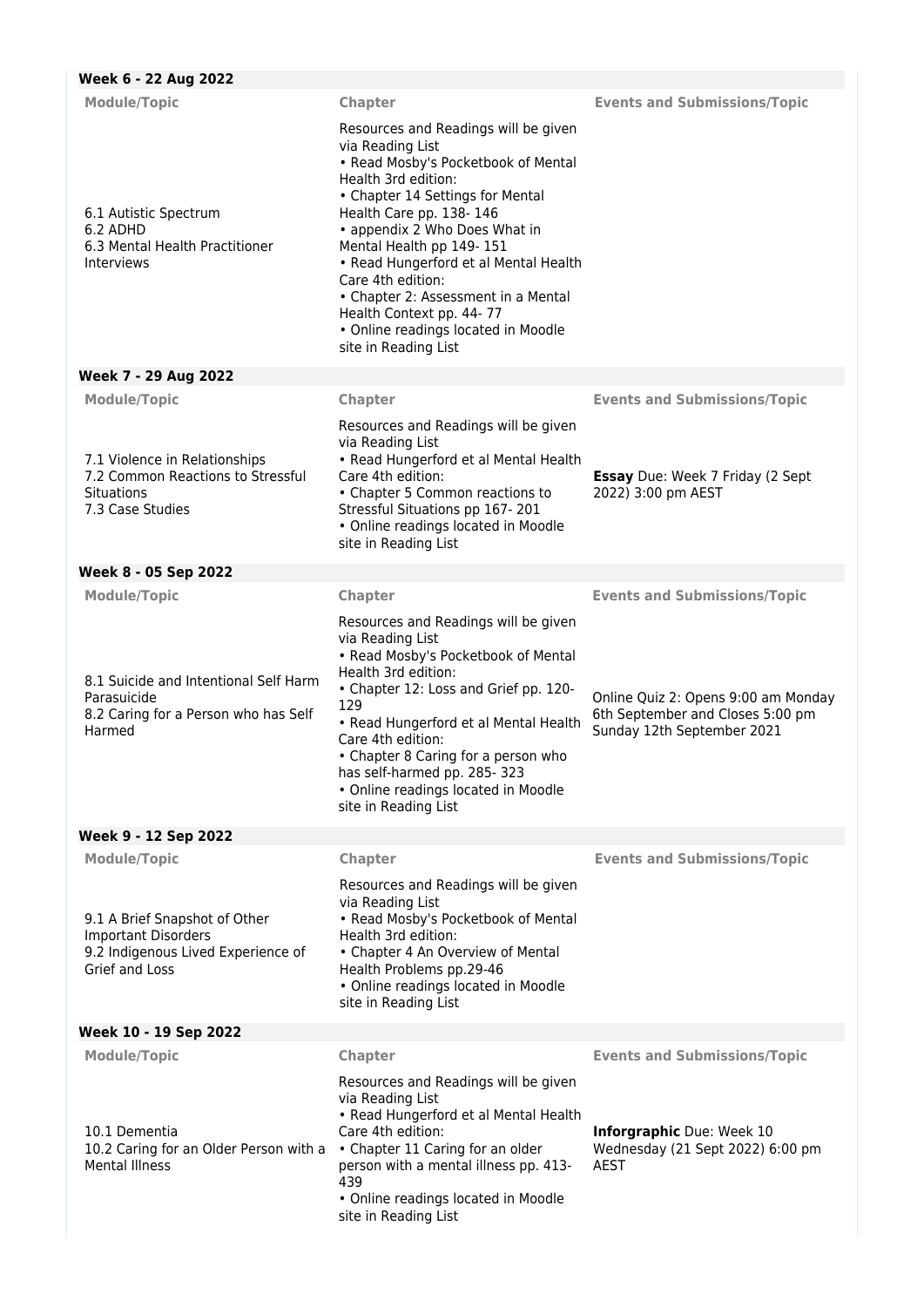### Week 6 - 22 Aug 2022

| Module/Topic | Chapter | Events and Submissions/Topic |
| --- | --- | --- |
| 6.1 Autistic Spectrum<br>6.2 ADHD<br>6.3 Mental Health Practitioner Interviews | Resources and Readings will be given via Reading List<br>• Read Mosby's Pocketbook of Mental Health 3rd edition:<br>• Chapter 14 Settings for Mental Health Care pp. 138- 146<br>• appendix 2 Who Does What in Mental Health pp 149- 151<br>• Read Hungerford et al Mental Health Care 4th edition:<br>• Chapter 2: Assessment in a Mental Health Context pp. 44- 77<br>• Online readings located in Moodle site in Reading List | |

### Week 7 - 29 Aug 2022

| Module/Topic | Chapter | Events and Submissions/Topic |
| --- | --- | --- |
| 7.1 Violence in Relationships<br>7.2 Common Reactions to Stressful Situations<br>7.3 Case Studies | Resources and Readings will be given via Reading List<br>• Read Hungerford et al Mental Health Care 4th edition:<br>• Chapter 5 Common reactions to Stressful Situations pp 167- 201<br>• Online readings located in Moodle site in Reading List | **Essay** Due: Week 7 Friday (2 Sept 2022) 3:00 pm AEST |

### Week 8 - 05 Sep 2022

| Module/Topic | Chapter | Events and Submissions/Topic |
| --- | --- | --- |
| 8.1 Suicide and Intentional Self Harm Parasuicide<br>8.2 Caring for a Person who has Self Harmed | Resources and Readings will be given via Reading List<br>• Read Mosby's Pocketbook of Mental Health 3rd edition:<br>• Chapter 12: Loss and Grief pp. 120- 129<br>• Read Hungerford et al Mental Health Care 4th edition:<br>• Chapter 8 Caring for a person who has self-harmed pp. 285- 323<br>• Online readings located in Moodle site in Reading List | Online Quiz 2: Opens 9:00 am Monday 6th September and Closes 5:00 pm Sunday 12th September 2021 |

### Week 9 - 12 Sep 2022

| Module/Topic | Chapter | Events and Submissions/Topic |
| --- | --- | --- |
| 9.1 A Brief Snapshot of Other Important Disorders<br>9.2 Indigenous Lived Experience of Grief and Loss | Resources and Readings will be given via Reading List<br>• Read Mosby's Pocketbook of Mental Health 3rd edition:<br>• Chapter 4 An Overview of Mental Health Problems pp.29-46<br>• Online readings located in Moodle site in Reading List | |

### Week 10 - 19 Sep 2022

| Module/Topic | Chapter | Events and Submissions/Topic |
| --- | --- | --- |
| 10.1 Dementia<br>10.2 Caring for an Older Person with a Mental Illness | Resources and Readings will be given via Reading List<br>• Read Hungerford et al Mental Health Care 4th edition:<br>• Chapter 11 Caring for an older person with a mental illness pp. 413- 439<br>• Online readings located in Moodle site in Reading List | **Inforgraphic** Due: Week 10 Wednesday (21 Sept 2022) 6:00 pm AEST |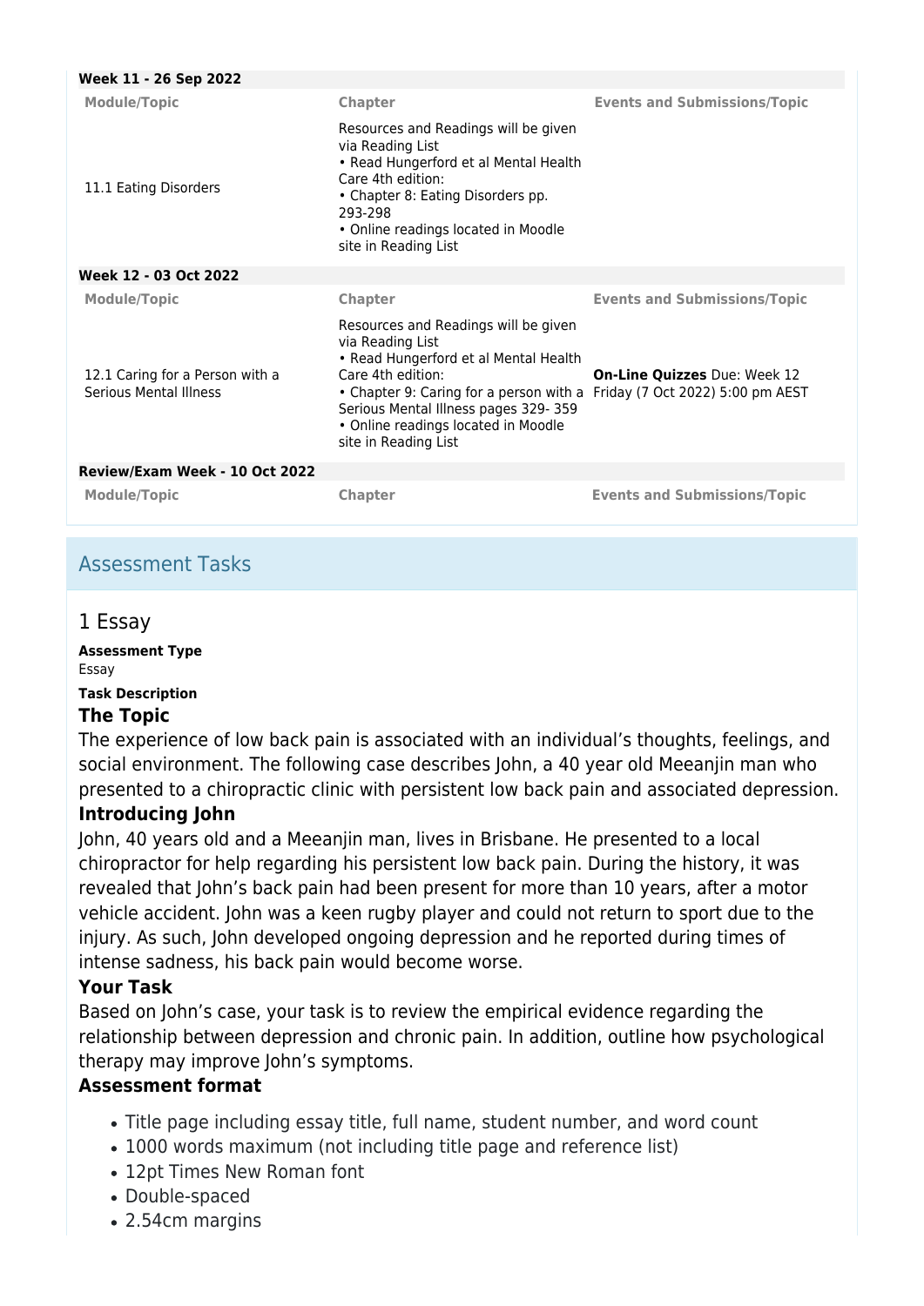**Week 11 - 26 Sep 2022**

| Module/Topic | Chapter | Events and Submissions/Topic |
| --- | --- | --- |
| 11.1 Eating Disorders | Resources and Readings will be given via Reading List<br>• Read Hungerford et al Mental Health Care 4th edition:<br>• Chapter 8: Eating Disorders pp. 293-298<br>• Online readings located in Moodle site in Reading List | |

**Week 12 - 03 Oct 2022**

| Module/Topic | Chapter | Events and Submissions/Topic |
| --- | --- | --- |
| 12.1 Caring for a Person with a Serious Mental Illness | Resources and Readings will be given via Reading List<br>• Read Hungerford et al Mental Health Care 4th edition:<br>• Chapter 9: Caring for a person with a Serious Mental Illness pages 329- 359<br>• Online readings located in Moodle site in Reading List | **On-Line Quizzes** Due: Week 12 Friday (7 Oct 2022) 5:00 pm AEST |

**Review/Exam Week - 10 Oct 2022**

| Module/Topic | Chapter | Events and Submissions/Topic |
| --- | --- | --- |

## Assessment Tasks

### 1 Essay

**Assessment Type**

Essay

**Task Description**

**The Topic**

The experience of low back pain is associated with an individual's thoughts, feelings, and social environment. The following case describes John, a 40 year old Meeanjin man who presented to a chiropractic clinic with persistent low back pain and associated depression.

**Introducing John**

John, 40 years old and a Meeanjin man, lives in Brisbane. He presented to a local chiropractor for help regarding his persistent low back pain. During the history, it was revealed that John's back pain had been present for more than 10 years, after a motor vehicle accident. John was a keen rugby player and could not return to sport due to the injury. As such, John developed ongoing depression and he reported during times of intense sadness, his back pain would become worse.

**Your Task**

Based on John's case, your task is to review the empirical evidence regarding the relationship between depression and chronic pain. In addition, outline how psychological therapy may improve John's symptoms.

**Assessment format**

- Title page including essay title, full name, student number, and word count
- 1000 words maximum (not including title page and reference list)
- 12pt Times New Roman font
- Double-spaced
- 2.54cm margins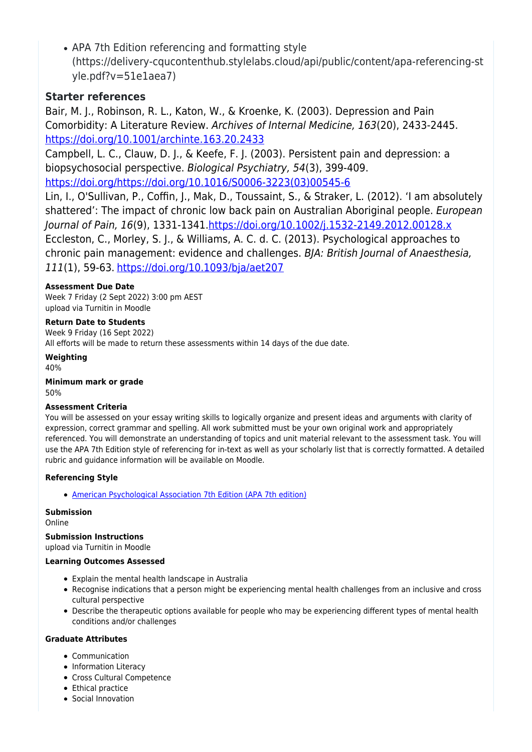- APA 7th Edition referencing and formatting style (https://delivery-cqucontenthub.stylelabs.cloud/api/public/content/apa-referencing-style.pdf?v=51e1aea7)

### Starter references

Bair, M. J., Robinson, R. L., Katon, W., & Kroenke, K. (2003). Depression and Pain Comorbidity: A Literature Review. *Archives of Internal Medicine, 163*(20), 2433-2445. https://doi.org/10.1001/archinte.163.20.2433

Campbell, L. C., Clauw, D. J., & Keefe, F. J. (2003). Persistent pain and depression: a biopsychosocial perspective. *Biological Psychiatry, 54*(3), 399-409. https://doi.org/https://doi.org/10.1016/S0006-3223(03)00545-6

Lin, I., O'Sullivan, P., Coffin, J., Mak, D., Toussaint, S., & Straker, L. (2012). 'I am absolutely shattered': The impact of chronic low back pain on Australian Aboriginal people. *European Journal of Pain, 16*(9), 1331-1341.https://doi.org/10.1002/j.1532-2149.2012.00128.x

Eccleston, C., Morley, S. J., & Williams, A. C. d. C. (2013). Psychological approaches to chronic pain management: evidence and challenges. *BJA: British Journal of Anaesthesia, 111*(1), 59-63. https://doi.org/10.1093/bja/aet207

**Assessment Due Date**

Week 7 Friday (2 Sept 2022) 3:00 pm AEST
upload via Turnitin in Moodle

**Return Date to Students**

Week 9 Friday (16 Sept 2022)
All efforts will be made to return these assessments within 14 days of the due date.

**Weighting**

40%

**Minimum mark or grade**

50%

**Assessment Criteria**

You will be assessed on your essay writing skills to logically organize and present ideas and arguments with clarity of expression, correct grammar and spelling. All work submitted must be your own original work and appropriately referenced. You will demonstrate an understanding of topics and unit material relevant to the assessment task. You will use the APA 7th Edition style of referencing for in-text as well as your scholarly list that is correctly formatted. A detailed rubric and guidance information will be available on Moodle.

**Referencing Style**

- American Psychological Association 7th Edition (APA 7th edition)

**Submission**

Online

**Submission Instructions**

upload via Turnitin in Moodle

**Learning Outcomes Assessed**

- Explain the mental health landscape in Australia
- Recognise indications that a person might be experiencing mental health challenges from an inclusive and cross cultural perspective
- Describe the therapeutic options available for people who may be experiencing different types of mental health conditions and/or challenges

**Graduate Attributes**

- Communication
- Information Literacy
- Cross Cultural Competence
- Ethical practice
- Social Innovation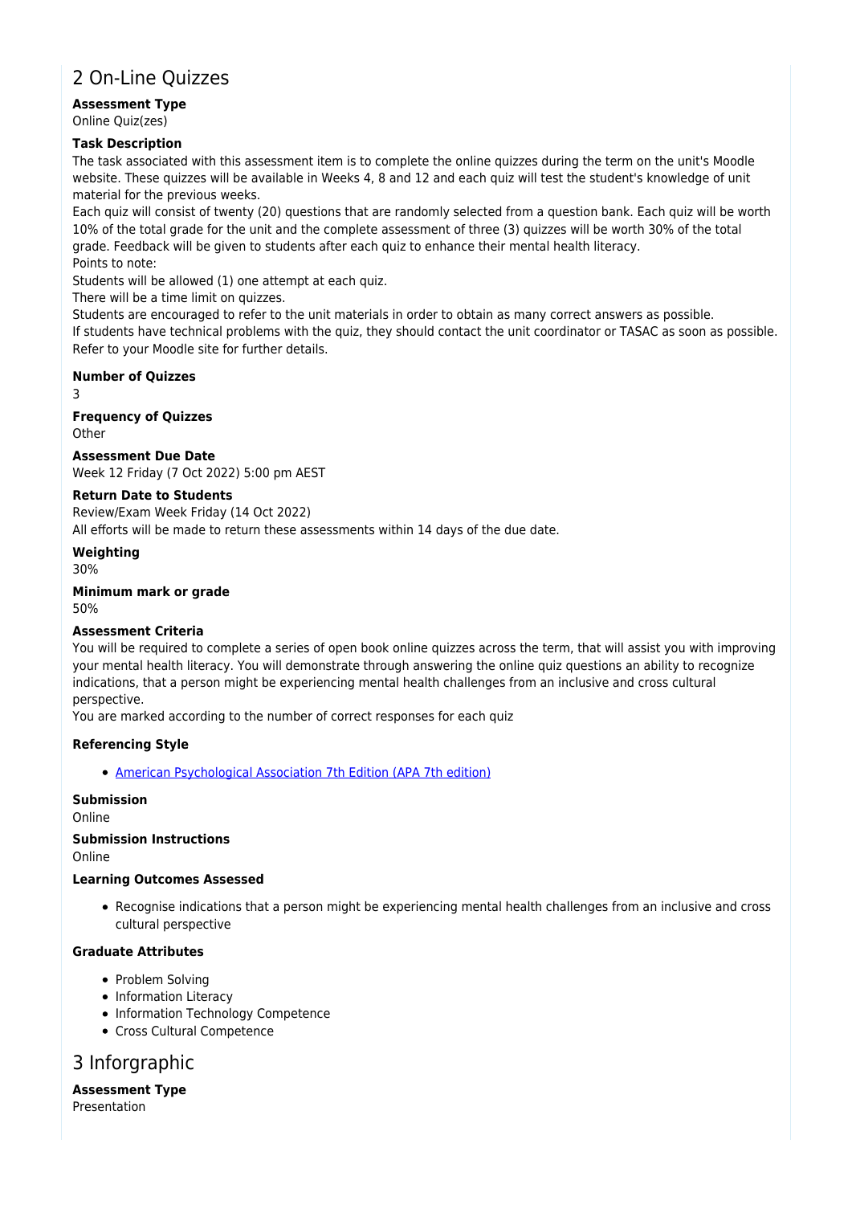## 2 On-Line Quizzes

**Assessment Type**
Online Quiz(zes)

**Task Description**
The task associated with this assessment item is to complete the online quizzes during the term on the unit's Moodle website. These quizzes will be available in Weeks 4, 8 and 12 and each quiz will test the student's knowledge of unit material for the previous weeks.
Each quiz will consist of twenty (20) questions that are randomly selected from a question bank. Each quiz will be worth 10% of the total grade for the unit and the complete assessment of three (3) quizzes will be worth 30% of the total grade. Feedback will be given to students after each quiz to enhance their mental health literacy.
Points to note:
Students will be allowed (1) one attempt at each quiz.
There will be a time limit on quizzes.
Students are encouraged to refer to the unit materials in order to obtain as many correct answers as possible.
If students have technical problems with the quiz, they should contact the unit coordinator or TASAC as soon as possible.
Refer to your Moodle site for further details.

**Number of Quizzes**
3

**Frequency of Quizzes**
Other

**Assessment Due Date**
Week 12 Friday (7 Oct 2022) 5:00 pm AEST

**Return Date to Students**
Review/Exam Week Friday (14 Oct 2022)
All efforts will be made to return these assessments within 14 days of the due date.

**Weighting**
30%

**Minimum mark or grade**
50%

**Assessment Criteria**
You will be required to complete a series of open book online quizzes across the term, that will assist you with improving your mental health literacy. You will demonstrate through answering the online quiz questions an ability to recognize indications, that a person might be experiencing mental health challenges from an inclusive and cross cultural perspective.
You are marked according to the number of correct responses for each quiz

**Referencing Style**

- American Psychological Association 7th Edition (APA 7th edition)

**Submission**
Online

**Submission Instructions**
Online

**Learning Outcomes Assessed**

- Recognise indications that a person might be experiencing mental health challenges from an inclusive and cross cultural perspective

**Graduate Attributes**

- Problem Solving
- Information Literacy
- Information Technology Competence
- Cross Cultural Competence

## 3 Inforgraphic

**Assessment Type**
Presentation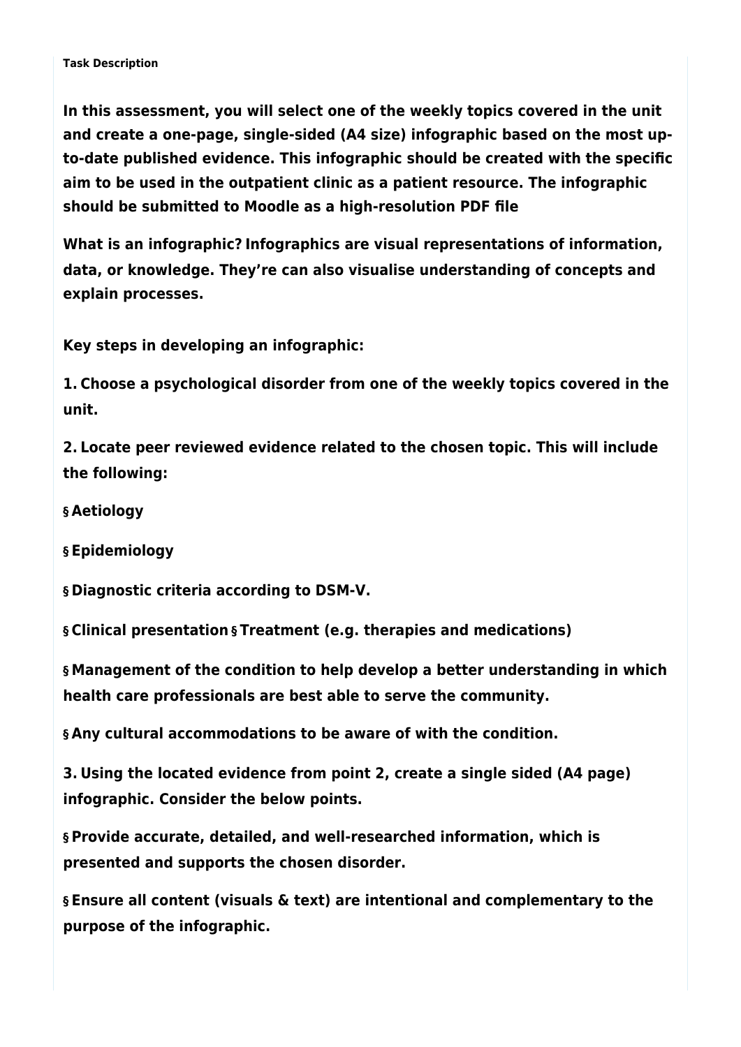**Task Description**

**In this assessment, you will select one of the weekly topics covered in the unit and create a one-page, single-sided (A4 size) infographic based on the most up-to-date published evidence. This infographic should be created with the specific aim to be used in the outpatient clinic as a patient resource. The infographic should be submitted to Moodle as a high-resolution PDF file**

**What is an infographic? Infographics are visual representations of information, data, or knowledge. They're can also visualise understanding of concepts and explain processes.**

**Key steps in developing an infographic:**

**1. Choose a psychological disorder from one of the weekly topics covered in the unit.**

**2. Locate peer reviewed evidence related to the chosen topic. This will include the following:**

**§ Aetiology**

**§ Epidemiology**

**§ Diagnostic criteria according to DSM-V.**

**§ Clinical presentation § Treatment (e.g. therapies and medications)**

**§ Management of the condition to help develop a better understanding in which health care professionals are best able to serve the community.**

**§ Any cultural accommodations to be aware of with the condition.**

**3. Using the located evidence from point 2, create a single sided (A4 page) infographic. Consider the below points.**

**§ Provide accurate, detailed, and well-researched information, which is presented and supports the chosen disorder.**

**§ Ensure all content (visuals & text) are intentional and complementary to the purpose of the infographic.**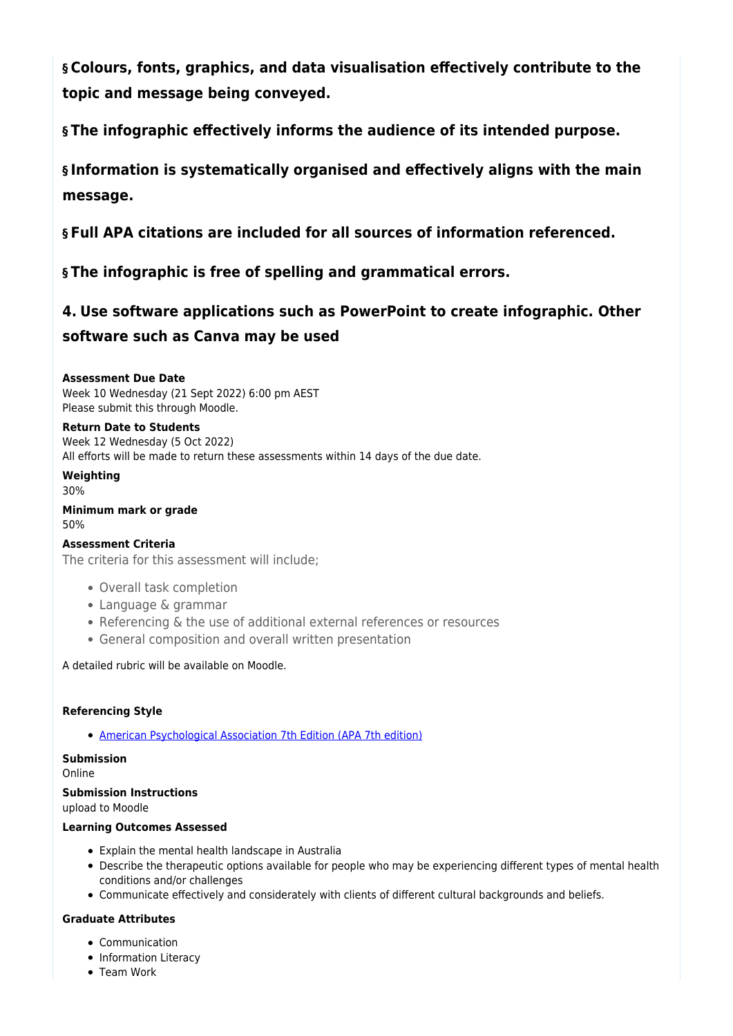**§ Colours, fonts, graphics, and data visualisation effectively contribute to the topic and message being conveyed.**

**§ The infographic effectively informs the audience of its intended purpose.**

**§ Information is systematically organised and effectively aligns with the main message.**

**§ Full APA citations are included for all sources of information referenced.**

**§ The infographic is free of spelling and grammatical errors.**

**4. Use software applications such as PowerPoint to create infographic. Other software such as Canva may be used**

**Assessment Due Date**
Week 10 Wednesday (21 Sept 2022) 6:00 pm AEST
Please submit this through Moodle.

**Return Date to Students**
Week 12 Wednesday (5 Oct 2022)
All efforts will be made to return these assessments within 14 days of the due date.

**Weighting**
30%

**Minimum mark or grade**
50%

**Assessment Criteria**
The criteria for this assessment will include;

- Overall task completion
- Language & grammar
- Referencing & the use of additional external references or resources
- General composition and overall written presentation

A detailed rubric will be available on Moodle.

**Referencing Style**

- American Psychological Association 7th Edition (APA 7th edition)

**Submission**
Online

**Submission Instructions**
upload to Moodle

**Learning Outcomes Assessed**

- Explain the mental health landscape in Australia
- Describe the therapeutic options available for people who may be experiencing different types of mental health conditions and/or challenges
- Communicate effectively and considerately with clients of different cultural backgrounds and beliefs.

**Graduate Attributes**

- Communication
- Information Literacy
- Team Work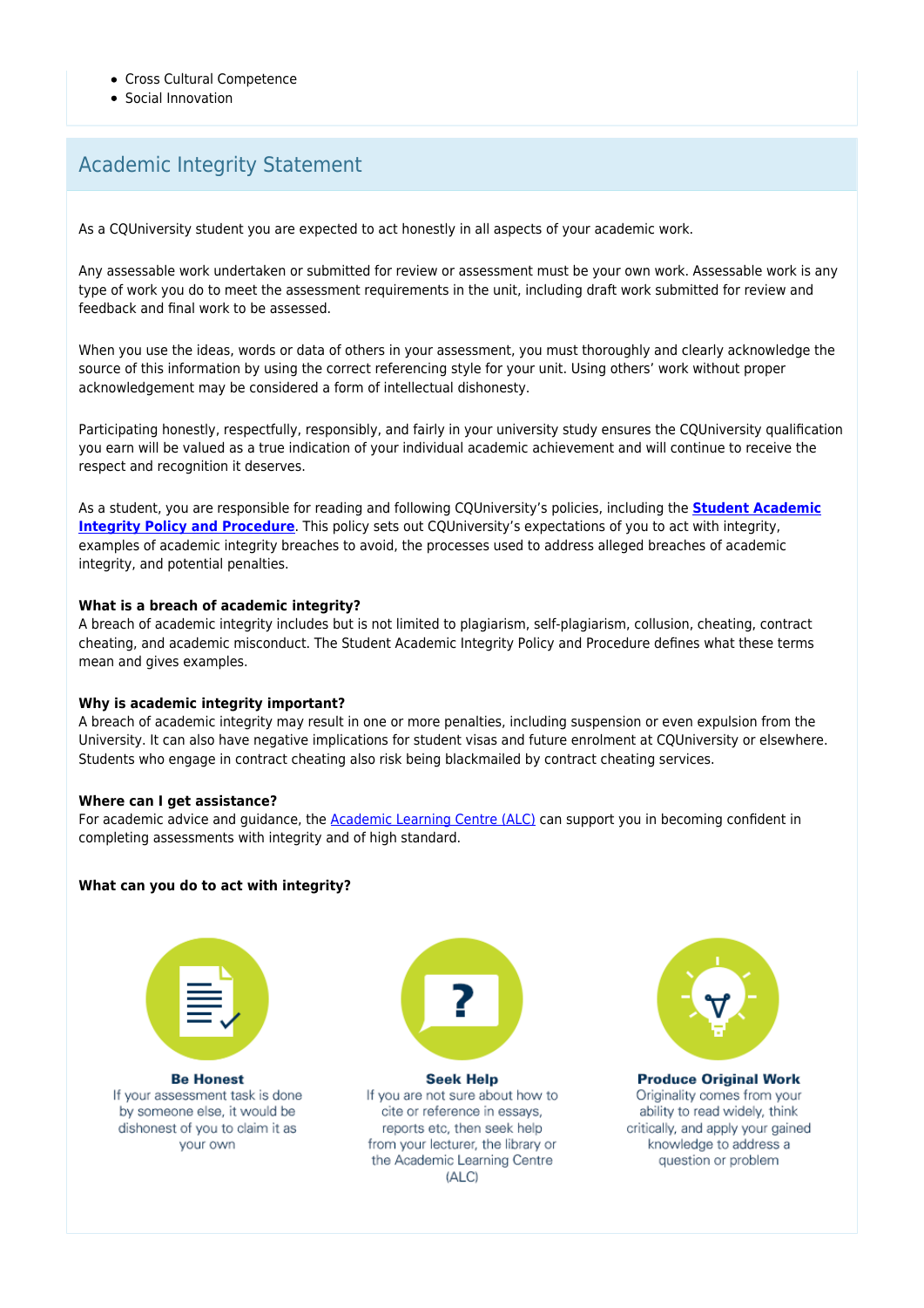- Cross Cultural Competence
- Social Innovation

## Academic Integrity Statement

As a CQUniversity student you are expected to act honestly in all aspects of your academic work.

Any assessable work undertaken or submitted for review or assessment must be your own work. Assessable work is any type of work you do to meet the assessment requirements in the unit, including draft work submitted for review and feedback and final work to be assessed.

When you use the ideas, words or data of others in your assessment, you must thoroughly and clearly acknowledge the source of this information by using the correct referencing style for your unit. Using others' work without proper acknowledgement may be considered a form of intellectual dishonesty.

Participating honestly, respectfully, responsibly, and fairly in your university study ensures the CQUniversity qualification you earn will be valued as a true indication of your individual academic achievement and will continue to receive the respect and recognition it deserves.

As a student, you are responsible for reading and following CQUniversity's policies, including the **Student Academic Integrity Policy and Procedure**. This policy sets out CQUniversity's expectations of you to act with integrity, examples of academic integrity breaches to avoid, the processes used to address alleged breaches of academic integrity, and potential penalties.

**What is a breach of academic integrity?**
A breach of academic integrity includes but is not limited to plagiarism, self-plagiarism, collusion, cheating, contract cheating, and academic misconduct. The Student Academic Integrity Policy and Procedure defines what these terms mean and gives examples.

**Why is academic integrity important?**
A breach of academic integrity may result in one or more penalties, including suspension or even expulsion from the University. It can also have negative implications for student visas and future enrolment at CQUniversity or elsewhere. Students who engage in contract cheating also risk being blackmailed by contract cheating services.

**Where can I get assistance?**
For academic advice and guidance, the Academic Learning Centre (ALC) can support you in becoming confident in completing assessments with integrity and of high standard.

**What can you do to act with integrity?**

**Be Honest**
If your assessment task is done by someone else, it would be dishonest of you to claim it as your own

**Seek Help**
If you are not sure about how to cite or reference in essays, reports etc, then seek help from your lecturer, the library or the Academic Learning Centre (ALC)

**Produce Original Work**
Originality comes from your ability to read widely, think critically, and apply your gained knowledge to address a question or problem